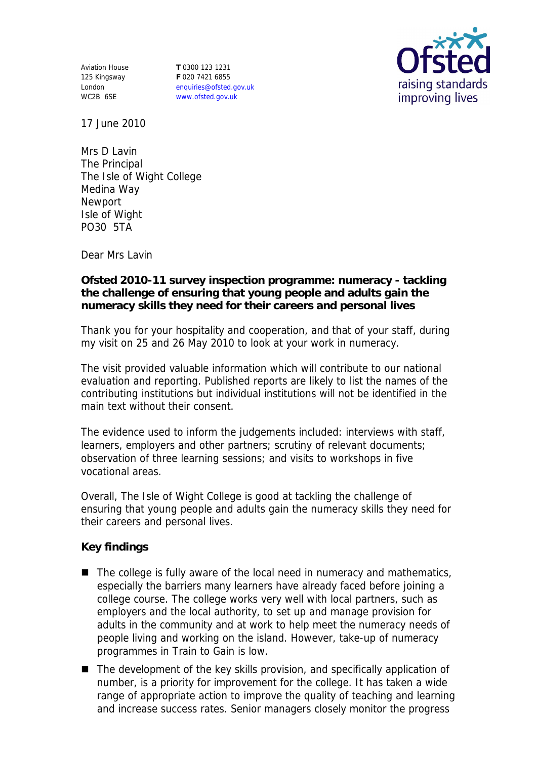Aviation House
125 Kingsway
London
WC2B 6SE

**T** 0300 123 1231
**F** 020 7421 6855
enquiries@ofsted.gov.uk
www.ofsted.gov.uk

17 June 2010

Mrs D Lavin
The Principal
The Isle of Wight College
Medina Way
Newport
Isle of Wight
PO30 5TA

Dear Mrs Lavin

**Ofsted 2010-11 survey inspection programme: numeracy - tackling the challenge of ensuring that young people and adults gain the numeracy skills they need for their careers and personal lives**

Thank you for your hospitality and cooperation, and that of your staff, during my visit on 25 and 26 May 2010 to look at your work in numeracy.

The visit provided valuable information which will contribute to our national evaluation and reporting. Published reports are likely to list the names of the contributing institutions but individual institutions will not be identified in the main text without their consent.

The evidence used to inform the judgements included: interviews with staff, learners, employers and other partners; scrutiny of relevant documents; observation of three learning sessions; and visits to workshops in five vocational areas.

Overall, The Isle of Wight College is good at tackling the challenge of ensuring that young people and adults gain the numeracy skills they need for their careers and personal lives.

**Key findings**

- The college is fully aware of the local need in numeracy and mathematics, especially the barriers many learners have already faced before joining a college course. The college works very well with local partners, such as employers and the local authority, to set up and manage provision for adults in the community and at work to help meet the numeracy needs of people living and working on the island. However, take-up of numeracy programmes in Train to Gain is low.
- The development of the key skills provision, and specifically application of number, is a priority for improvement for the college. It has taken a wide range of appropriate action to improve the quality of teaching and learning and increase success rates. Senior managers closely monitor the progress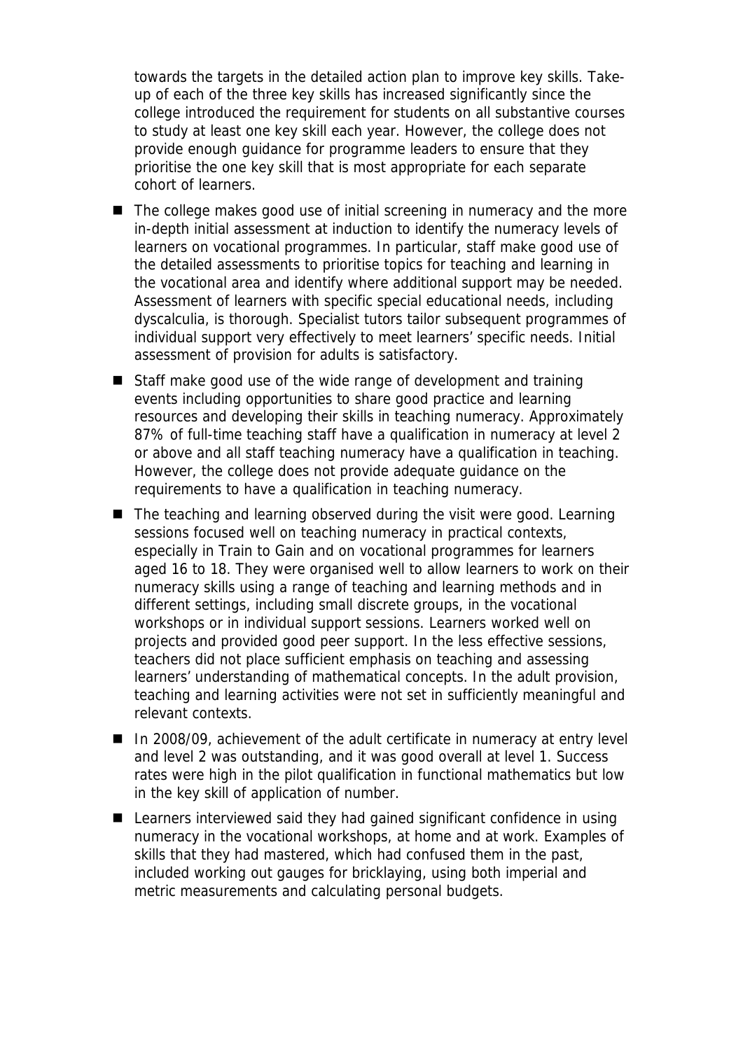towards the targets in the detailed action plan to improve key skills. Take-up of each of the three key skills has increased significantly since the college introduced the requirement for students on all substantive courses to study at least one key skill each year. However, the college does not provide enough guidance for programme leaders to ensure that they prioritise the one key skill that is most appropriate for each separate cohort of learners.

- The college makes good use of initial screening in numeracy and the more in-depth initial assessment at induction to identify the numeracy levels of learners on vocational programmes. In particular, staff make good use of the detailed assessments to prioritise topics for teaching and learning in the vocational area and identify where additional support may be needed. Assessment of learners with specific special educational needs, including dyscalculia, is thorough. Specialist tutors tailor subsequent programmes of individual support very effectively to meet learners' specific needs. Initial assessment of provision for adults is satisfactory.
- Staff make good use of the wide range of development and training events including opportunities to share good practice and learning resources and developing their skills in teaching numeracy. Approximately 87% of full-time teaching staff have a qualification in numeracy at level 2 or above and all staff teaching numeracy have a qualification in teaching. However, the college does not provide adequate guidance on the requirements to have a qualification in teaching numeracy.
- The teaching and learning observed during the visit were good. Learning sessions focused well on teaching numeracy in practical contexts, especially in Train to Gain and on vocational programmes for learners aged 16 to 18. They were organised well to allow learners to work on their numeracy skills using a range of teaching and learning methods and in different settings, including small discrete groups, in the vocational workshops or in individual support sessions. Learners worked well on projects and provided good peer support. In the less effective sessions, teachers did not place sufficient emphasis on teaching and assessing learners' understanding of mathematical concepts. In the adult provision, teaching and learning activities were not set in sufficiently meaningful and relevant contexts.
- In 2008/09, achievement of the adult certificate in numeracy at entry level and level 2 was outstanding, and it was good overall at level 1. Success rates were high in the pilot qualification in functional mathematics but low in the key skill of application of number.
- Learners interviewed said they had gained significant confidence in using numeracy in the vocational workshops, at home and at work. Examples of skills that they had mastered, which had confused them in the past, included working out gauges for bricklaying, using both imperial and metric measurements and calculating personal budgets.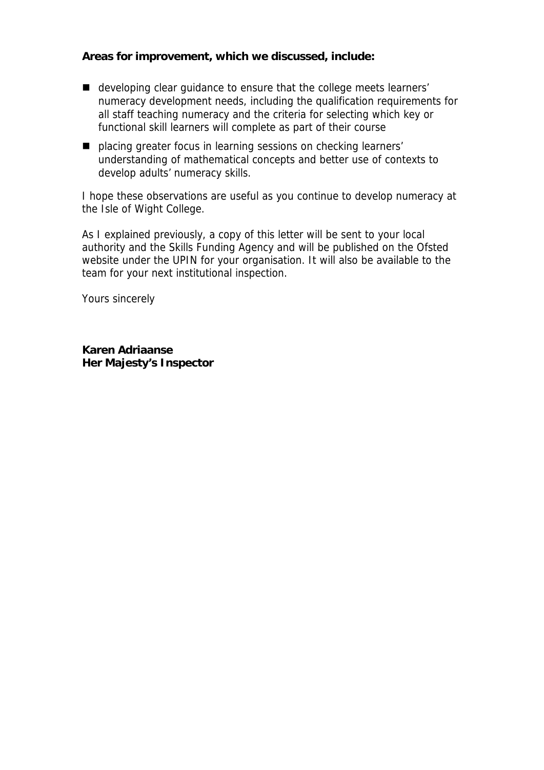**Areas for improvement, which we discussed, include:**

- developing clear guidance to ensure that the college meets learners' numeracy development needs, including the qualification requirements for all staff teaching numeracy and the criteria for selecting which key or functional skill learners will complete as part of their course
- placing greater focus in learning sessions on checking learners' understanding of mathematical concepts and better use of contexts to develop adults' numeracy skills.

I hope these observations are useful as you continue to develop numeracy at the Isle of Wight College.

As I explained previously, a copy of this letter will be sent to your local authority and the Skills Funding Agency and will be published on the Ofsted website under the UPIN for your organisation. It will also be available to the team for your next institutional inspection.

Yours sincerely

**Karen Adriaanse**
**Her Majesty's Inspector**